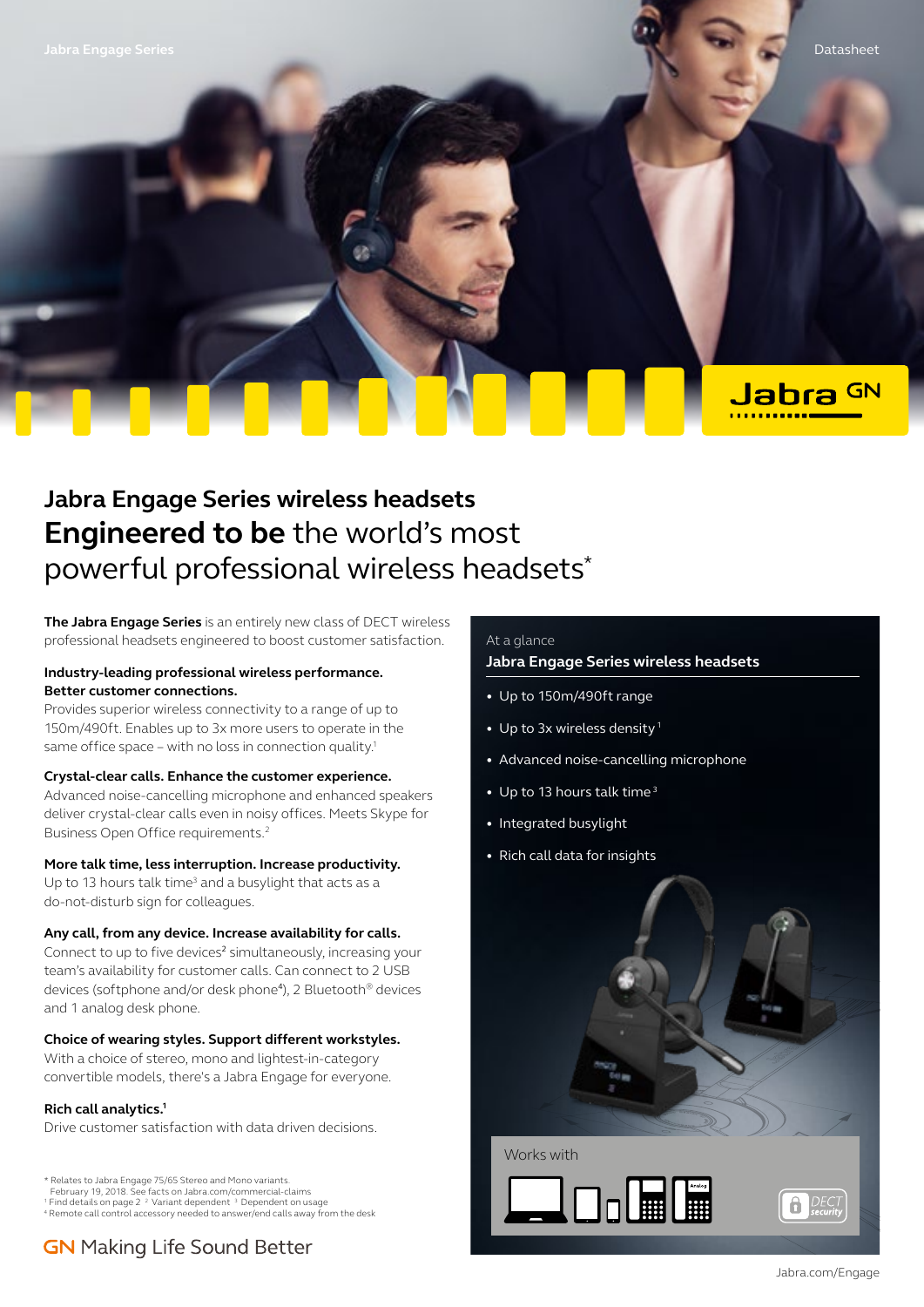## Jabra Engage Series wireless headsets

# **Engineered to be** the world's most powerful professional wireless headsets*

**The Jabra Engage Series** is an entirely new class of DECT wireless professional headsets engineered to boost customer satisfaction.

**Industry-leading professional wireless performance. Better customer connections.**
Provides superior wireless connectivity to a range of up to 150m/490ft. Enables up to 3x more users to operate in the same office space – with no loss in connection quality.[1]

**Crystal-clear calls. Enhance the customer experience.**
Advanced noise-cancelling microphone and enhanced speakers deliver crystal-clear calls even in noisy offices. Meets Skype for Business Open Office requirements.[2]

**More talk time, less interruption. Increase productivity.**
Up to 13 hours talk time[3] and a busylight that acts as a do-not-disturb sign for colleagues.

**Any call, from any device. Increase availability for calls.**
Connect to up to five devices[2] simultaneously, increasing your team's availability for customer calls. Can connect to 2 USB devices (softphone and/or desk phone[4]), 2 Bluetooth® devices and 1 analog desk phone.

**Choice of wearing styles. Support different workstyles.**
With a choice of stereo, mono and lightest-in-category convertible models, there's a Jabra Engage for everyone.

**Rich call analytics.[1]**
Drive customer satisfaction with data driven decisions.

At a glance

**Jabra Engage Series wireless headsets**

- Up to 150m/490ft range
- Up to 3x wireless density[1]
- Advanced noise-cancelling microphone
- Up to 13 hours talk time[3]
- Integrated busylight
- Rich call data for insights

Works with

DECT security

\* Relates to Jabra Engage 75/65 Stereo and Mono variants. February 19, 2018. See facts on Jabra.com/commercial-claims
[1] Find details on page 2 [2] Variant dependent [3] Dependent on usage
[4] Remote call control accessory needed to answer/end calls away from the desk

GN Making Life Sound Better

Jabra.com/Engage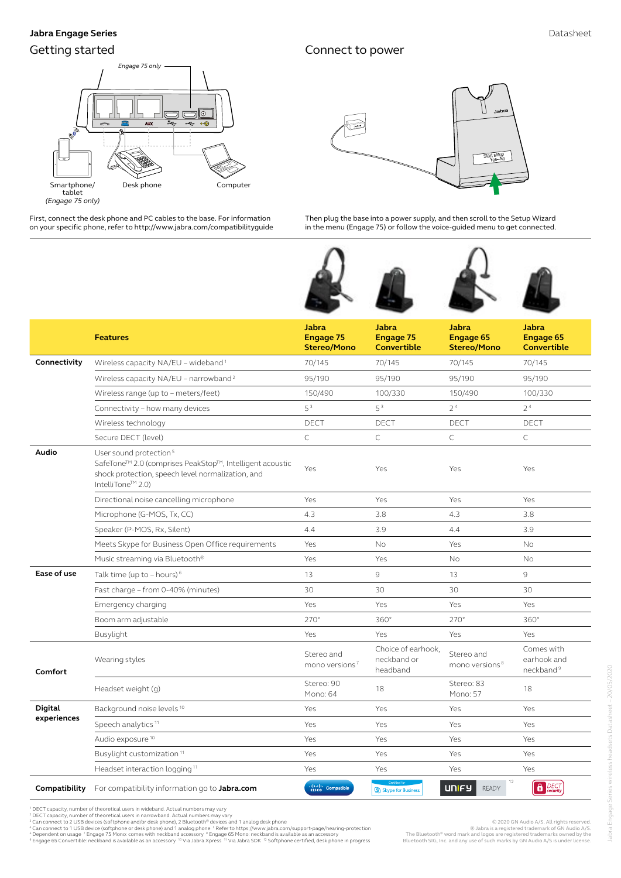**Jabra Engage Series**

## Getting started

Engage 75 only

Smartphone/ tablet *(Engage 75 only)*

Desk phone

Computer

First, connect the desk phone and PC cables to the base. For information on your specific phone, refer to http://www.jabra.com/compatibilityguide

## Connect to power

Then plug the base into a power supply, and then scroll to the Setup Wizard in the menu (Engage 75) or follow the voice-guided menu to get connected.

| | Features | Jabra Engage 75 Stereo/Mono | Jabra Engage 75 Convertible | Jabra Engage 65 Stereo/Mono | Jabra Engage 65 Convertible |
|---|---|---|---|---|---|
| **Connectivity** | Wireless capacity NA/EU – wideband [1] | 70/145 | 70/145 | 70/145 | 70/145 |
| | Wireless capacity NA/EU – narrowband [2] | 95/190 | 95/190 | 95/190 | 95/190 |
| | Wireless range (up to – meters/feet) | 150/490 | 100/330 | 150/490 | 100/330 |
| | Connectivity – how many devices | 5 [3] | 5 [3] | 2 [4] | 2 [4] |
| | Wireless technology | DECT | DECT | DECT | DECT |
| | Secure DECT (level) | C | C | C | C |
| **Audio** | User sound protection [5] SafeTone™ 2.0 (comprises PeakStop™, Intelligent acoustic shock protection, speech level normalization, and IntelliTone™ 2.0) | Yes | Yes | Yes | Yes |
| | Directional noise cancelling microphone | Yes | Yes | Yes | Yes |
| | Microphone (G-MOS, Tx, CC) | 4.3 | 3.8 | 4.3 | 3.8 |
| | Speaker (P-MOS, Rx, Silent) | 4.4 | 3.9 | 4.4 | 3.9 |
| | Meets Skype for Business Open Office requirements | Yes | No | Yes | No |
| | Music streaming via Bluetooth® | Yes | Yes | No | No |
| **Ease of use** | Talk time (up to – hours) [6] | 13 | 9 | 13 | 9 |
| | Fast charge – from 0-40% (minutes) | 30 | 30 | 30 | 30 |
| | Emergency charging | Yes | Yes | Yes | Yes |
| | Boom arm adjustable | 270° | 360° | 270° | 360° |
| | Busylight | Yes | Yes | Yes | Yes |
| **Comfort** | Wearing styles | Stereo and mono versions [7] | Choice of earhook, neckband or headband | Stereo and mono versions [8] | Comes with earhook and neckband [9] |
| | Headset weight (g) | Stereo: 90 Mono: 64 | 18 | Stereo: 83 Mono: 57 | 18 |
| **Digital experiences** | Background noise levels [10] | Yes | Yes | Yes | Yes |
| | Speech analytics [11] | Yes | Yes | Yes | Yes |
| | Audio exposure [10] | Yes | Yes | Yes | Yes |
| | Busylight customization [11] | Yes | Yes | Yes | Yes |
| | Headset interaction logging [11] | Yes | Yes | Yes | Yes |
| **Compatibility** | For compatibility information go to **Jabra.com** | Cisco Compatible | Certified for Skype for Business | UNIFY READY [12] | DECT security |

[1] DECT capacity, number of theoretical users in wideband. Actual numbers may vary
[2] DECT capacity, number of theoretical users in narrowband. Actual numbers may vary
[3] Can connect to 2 USB devices (softphone and/or desk phone), 2 Bluetooth® devices and 1 analog desk phone
[4] Can connect to 1 USB device (softphone or desk phone) and 1 analog phone [5] Refer to https://www.jabra.com/support-page/hearing-protection
[6] Dependent on usage [7] Engage 75 Mono: comes with neckband accessory [8] Engage 65 Mono: neckband is available as an accessory
[9] Engage 65 Convertible: neckband is available as an accessory [10] Via Jabra Xpress [11] Via Jabra SDK [12] Softphone certified, desk phone in progress

© 2020 GN Audio A/S. All rights reserved.
® Jabra is a registered trademark of GN Audio A/S.
The Bluetooth® word mark and logos are registered trademarks owned by the Bluetooth SIG, Inc. and any use of such marks by GN Audio A/S is under license.